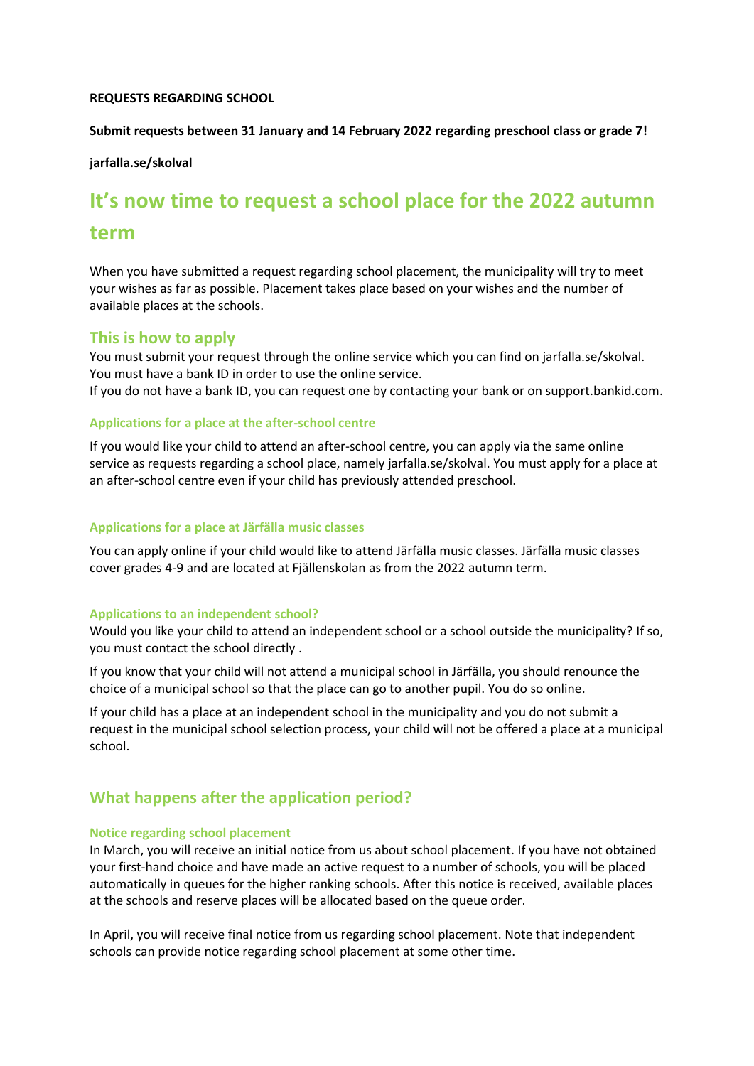**REQUESTS REGARDING SCHOOL**

**Submit requests between 31 January and 14 February 2022 regarding preschool class or grade 7!**

**jarfalla.se/skolval**

# It's now time to request a school place for the 2022 autumn term

When you have submitted a request regarding school placement, the municipality will try to meet your wishes as far as possible. Placement takes place based on your wishes and the number of available places at the schools.

## This is how to apply

You must submit your request through the online service which you can find on jarfalla.se/skolval. You must have a bank ID in order to use the online service.
If you do not have a bank ID, you can request one by contacting your bank or on support.bankid.com.

### Applications for a place at the after-school centre

If you would like your child to attend an after-school centre, you can apply via the same online service as requests regarding a school place, namely jarfalla.se/skolval. You must apply for a place at an after-school centre even if your child has previously attended preschool.

### Applications for a place at Järfälla music classes

You can apply online if your child would like to attend Järfälla music classes. Järfälla music classes cover grades 4-9 and are located at Fjällenskolan as from the 2022 autumn term.

### Applications to an independent school?

Would you like your child to attend an independent school or a school outside the municipality? If so, you must contact the school directly .

If you know that your child will not attend a municipal school in Järfälla, you should renounce the choice of a municipal school so that the place can go to another pupil. You do so online.

If your child has a place at an independent school in the municipality and you do not submit a request in the municipal school selection process, your child will not be offered a place at a municipal school.

## What happens after the application period?

### Notice regarding school placement

In March, you will receive an initial notice from us about school placement. If you have not obtained your first-hand choice and have made an active request to a number of schools, you will be placed automatically in queues for the higher ranking schools. After this notice is received, available places at the schools and reserve places will be allocated based on the queue order.

In April, you will receive final notice from us regarding school placement. Note that independent schools can provide notice regarding school placement at some other time.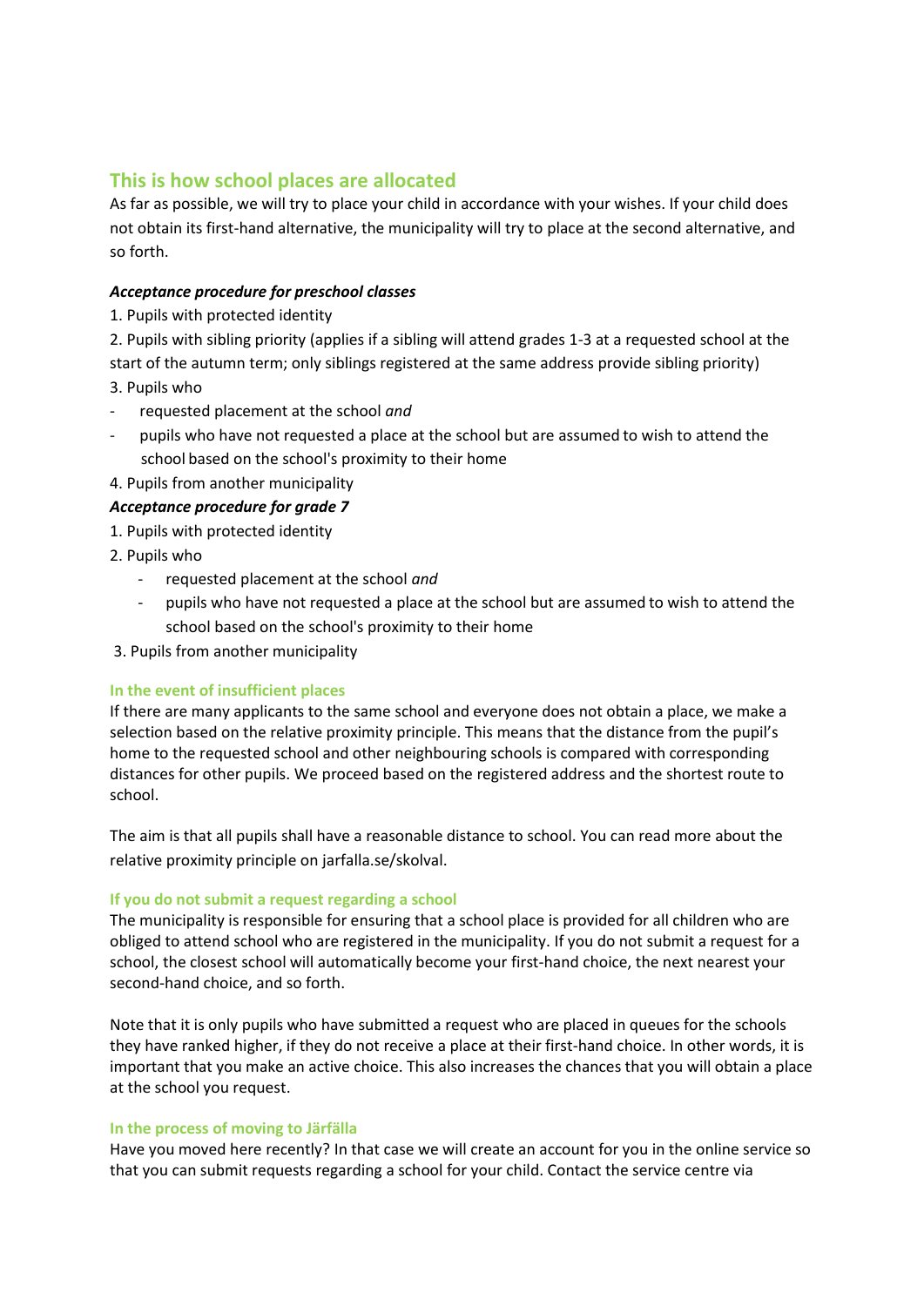## This is how school places are allocated

As far as possible, we will try to place your child in accordance with your wishes. If your child does not obtain its first-hand alternative, the municipality will try to place at the second alternative, and so forth.

***Acceptance procedure for preschool classes***

1. Pupils with protected identity
2. Pupils with sibling priority (applies if a sibling will attend grades 1-3 at a requested school at the start of the autumn term; only siblings registered at the same address provide sibling priority)
3. Pupils who
   - requested placement at the school *and*
   - pupils who have not requested a place at the school but are assumed to wish to attend the school based on the school's proximity to their home
4. Pupils from another municipality

***Acceptance procedure for grade 7***

1. Pupils with protected identity
2. Pupils who
   - requested placement at the school *and*
   - pupils who have not requested a place at the school but are assumed to wish to attend the school based on the school's proximity to their home
3. Pupils from another municipality

### In the event of insufficient places

If there are many applicants to the same school and everyone does not obtain a place, we make a selection based on the relative proximity principle. This means that the distance from the pupil's home to the requested school and other neighbouring schools is compared with corresponding distances for other pupils. We proceed based on the registered address and the shortest route to school.

The aim is that all pupils shall have a reasonable distance to school. You can read more about the relative proximity principle on jarfalla.se/skolval.

### If you do not submit a request regarding a school

The municipality is responsible for ensuring that a school place is provided for all children who are obliged to attend school who are registered in the municipality. If you do not submit a request for a school, the closest school will automatically become your first-hand choice, the next nearest your second-hand choice, and so forth.

Note that it is only pupils who have submitted a request who are placed in queues for the schools they have ranked higher, if they do not receive a place at their first-hand choice. In other words, it is important that you make an active choice. This also increases the chances that you will obtain a place at the school you request.

### In the process of moving to Järfälla

Have you moved here recently? In that case we will create an account for you in the online service so that you can submit requests regarding a school for your child. Contact the service centre via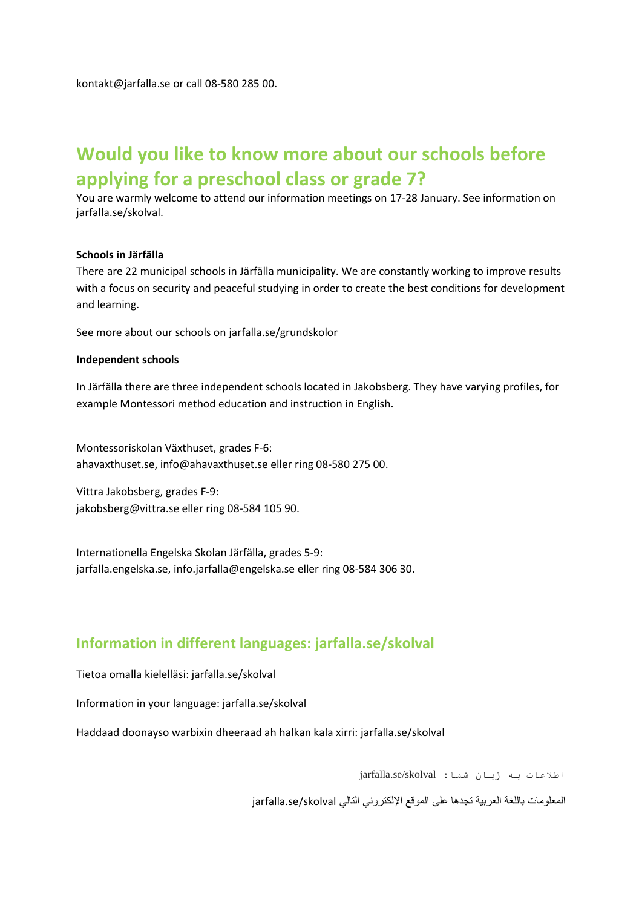kontakt@jarfalla.se or call 08-580 285 00.

## Would you like to know more about our schools before applying for a preschool class or grade 7?

You are warmly welcome to attend our information meetings on 17-28 January. See information on jarfalla.se/skolval.

**Schools in Järfälla**

There are 22 municipal schools in Järfälla municipality. We are constantly working to improve results with a focus on security and peaceful studying in order to create the best conditions for development and learning.

See more about our schools on jarfalla.se/grundskolor

**Independent schools**

In Järfälla there are three independent schools located in Jakobsberg. They have varying profiles, for example Montessori method education and instruction in English.

Montessoriskolan Växthuset, grades F-6:
ahavaxthuset.se, info@ahavaxthuset.se eller ring 08-580 275 00.

Vittra Jakobsberg, grades F-9:
jakobsberg@vittra.se eller ring 08-584 105 90.

Internationella Engelska Skolan Järfälla, grades 5-9:
jarfalla.engelska.se, info.jarfalla@engelska.se eller ring 08-584 306 30.

## Information in different languages: jarfalla.se/skolval

Tietoa omalla kielelläsi: jarfalla.se/skolval

Information in your language: jarfalla.se/skolval

Haddaad doonayso warbixin dheeraad ah halkan kala xirri: jarfalla.se/skolval

اطلاعات به زبان شما: jarfalla.se/skolval

المعلومات باللغة العربية تجدها على الموقع الإلكتروني التالي jarfalla.se/skolval